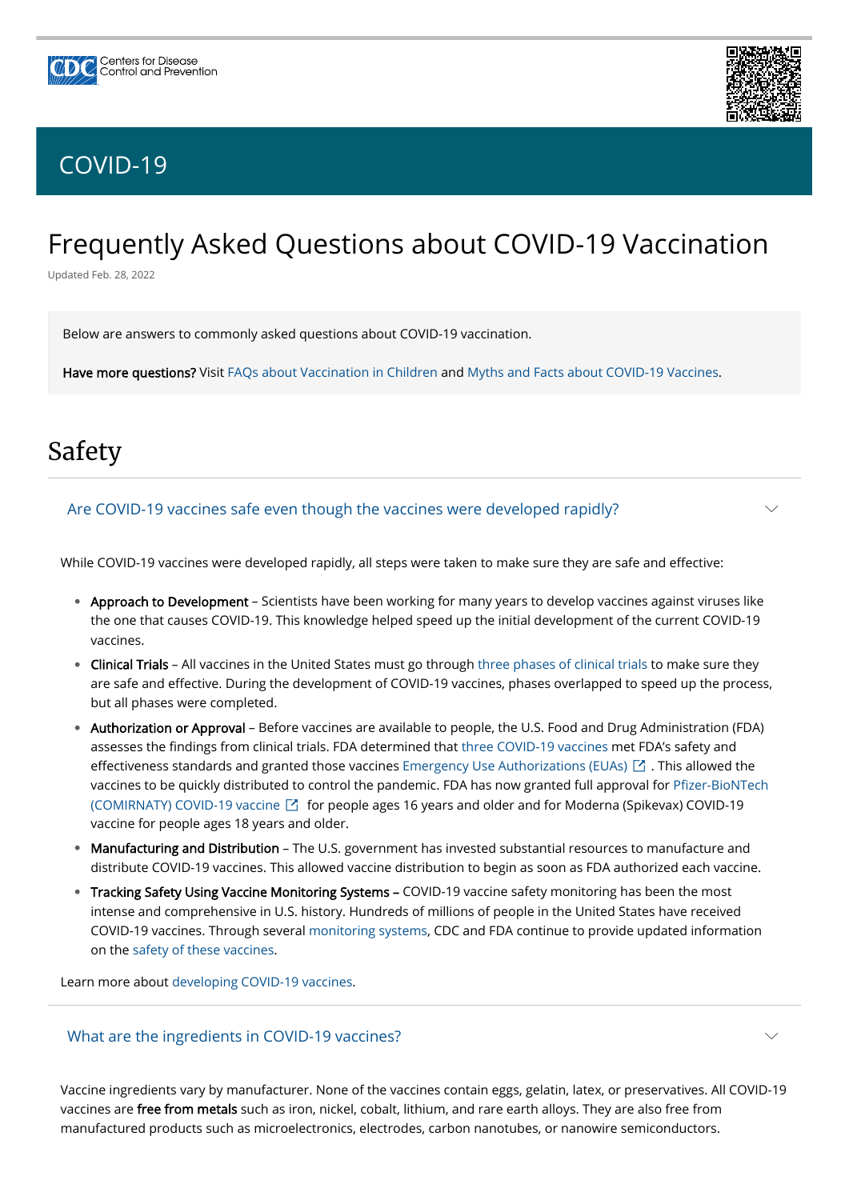Centers for Disease Control and Prevention

# COVID-19

# Frequently Asked Questions about COVID-19 Vaccination

Updated Feb. 28, 2022

Below are answers to commonly asked questions about COVID-19 vaccination.

**Have more questions?** Visit FAQs about Vaccination in Children and Myths and Facts about COVID-19 Vaccines.

## Safety

### Are COVID-19 vaccines safe even though the vaccines were developed rapidly?

While COVID-19 vaccines were developed rapidly, all steps were taken to make sure they are safe and effective:

- **Approach to Development** – Scientists have been working for many years to develop vaccines against viruses like the one that causes COVID-19. This knowledge helped speed up the initial development of the current COVID-19 vaccines.
- **Clinical Trials** – All vaccines in the United States must go through three phases of clinical trials to make sure they are safe and effective. During the development of COVID-19 vaccines, phases overlapped to speed up the process, but all phases were completed.
- **Authorization or Approval** – Before vaccines are available to people, the U.S. Food and Drug Administration (FDA) assesses the findings from clinical trials. FDA determined that three COVID-19 vaccines met FDA's safety and effectiveness standards and granted those vaccines Emergency Use Authorizations (EUAs). This allowed the vaccines to be quickly distributed to control the pandemic. FDA has now granted full approval for Pfizer-BioNTech (COMIRNATY) COVID-19 vaccine for people ages 16 years and older and for Moderna (Spikevax) COVID-19 vaccine for people ages 18 years and older.
- **Manufacturing and Distribution** – The U.S. government has invested substantial resources to manufacture and distribute COVID-19 vaccines. This allowed vaccine distribution to begin as soon as FDA authorized each vaccine.
- **Tracking Safety Using Vaccine Monitoring Systems** – COVID-19 vaccine safety monitoring has been the most intense and comprehensive in U.S. history. Hundreds of millions of people in the United States have received COVID-19 vaccines. Through several monitoring systems, CDC and FDA continue to provide updated information on the safety of these vaccines.

Learn more about developing COVID-19 vaccines.

### What are the ingredients in COVID-19 vaccines?

Vaccine ingredients vary by manufacturer. None of the vaccines contain eggs, gelatin, latex, or preservatives. All COVID-19 vaccines are **free from metals** such as iron, nickel, cobalt, lithium, and rare earth alloys. They are also free from manufactured products such as microelectronics, electrodes, carbon nanotubes, or nanowire semiconductors.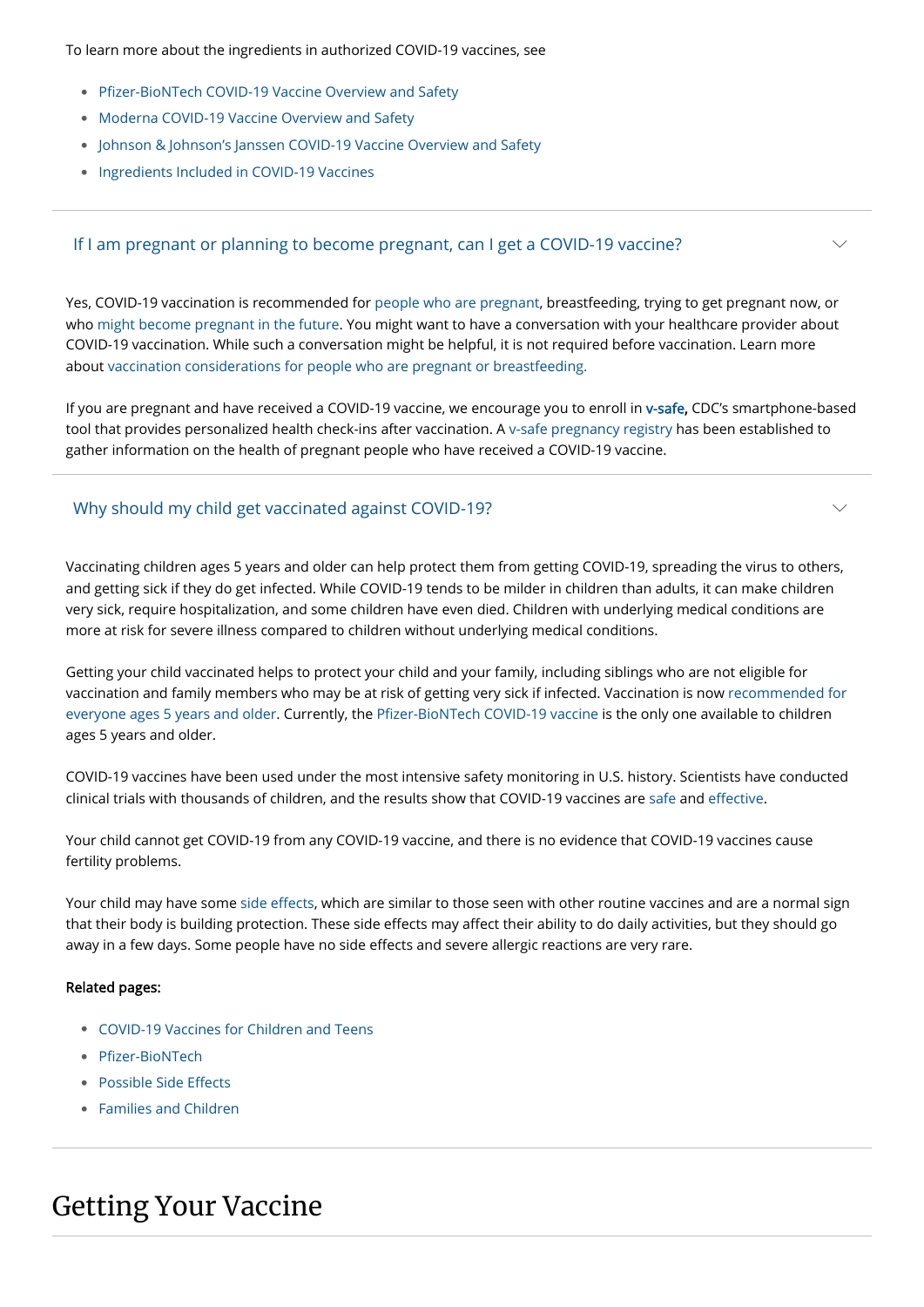To learn more about the ingredients in authorized COVID-19 vaccines, see

- Pfizer-BioNTech COVID-19 Vaccine Overview and Safety
- Moderna COVID-19 Vaccine Overview and Safety
- Johnson & Johnson's Janssen COVID-19 Vaccine Overview and Safety
- Ingredients Included in COVID-19 Vaccines

### If I am pregnant or planning to become pregnant, can I get a COVID-19 vaccine?

Yes, COVID-19 vaccination is recommended for people who are pregnant, breastfeeding, trying to get pregnant now, or who might become pregnant in the future. You might want to have a conversation with your healthcare provider about COVID-19 vaccination. While such a conversation might be helpful, it is not required before vaccination. Learn more about vaccination considerations for people who are pregnant or breastfeeding.

If you are pregnant and have received a COVID-19 vaccine, we encourage you to enroll in **v-safe,** CDC's smartphone-based tool that provides personalized health check-ins after vaccination. A v-safe pregnancy registry has been established to gather information on the health of pregnant people who have received a COVID-19 vaccine.

### Why should my child get vaccinated against COVID-19?

Vaccinating children ages 5 years and older can help protect them from getting COVID-19, spreading the virus to others, and getting sick if they do get infected. While COVID-19 tends to be milder in children than adults, it can make children very sick, require hospitalization, and some children have even died. Children with underlying medical conditions are more at risk for severe illness compared to children without underlying medical conditions.

Getting your child vaccinated helps to protect your child and your family, including siblings who are not eligible for vaccination and family members who may be at risk of getting very sick if infected. Vaccination is now recommended for everyone ages 5 years and older. Currently, the Pfizer-BioNTech COVID-19 vaccine is the only one available to children ages 5 years and older.

COVID-19 vaccines have been used under the most intensive safety monitoring in U.S. history. Scientists have conducted clinical trials with thousands of children, and the results show that COVID-19 vaccines are safe and effective.

Your child cannot get COVID-19 from any COVID-19 vaccine, and there is no evidence that COVID-19 vaccines cause fertility problems.

Your child may have some side effects, which are similar to those seen with other routine vaccines and are a normal sign that their body is building protection. These side effects may affect their ability to do daily activities, but they should go away in a few days. Some people have no side effects and severe allergic reactions are very rare.

**Related pages:**

- COVID-19 Vaccines for Children and Teens
- Pfizer-BioNTech
- Possible Side Effects
- Families and Children

## Getting Your Vaccine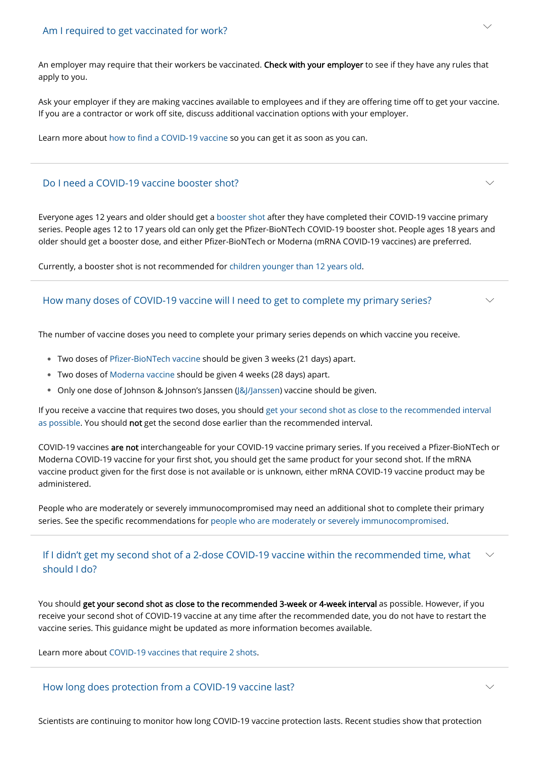## Am I required to get vaccinated for work?

An employer may require that their workers be vaccinated. **Check with your employer** to see if they have any rules that apply to you.

Ask your employer if they are making vaccines available to employees and if they are offering time off to get your vaccine. If you are a contractor or work off site, discuss additional vaccination options with your employer.

Learn more about how to find a COVID-19 vaccine so you can get it as soon as you can.

## Do I need a COVID-19 vaccine booster shot?

Everyone ages 12 years and older should get a booster shot after they have completed their COVID-19 vaccine primary series. People ages 12 to 17 years old can only get the Pfizer-BioNTech COVID-19 booster shot. People ages 18 years and older should get a booster dose, and either Pfizer-BioNTech or Moderna (mRNA COVID-19 vaccines) are preferred.

Currently, a booster shot is not recommended for children younger than 12 years old.

## How many doses of COVID-19 vaccine will I need to get to complete my primary series?

The number of vaccine doses you need to complete your primary series depends on which vaccine you receive.

- Two doses of Pfizer-BioNTech vaccine should be given 3 weeks (21 days) apart.
- Two doses of Moderna vaccine should be given 4 weeks (28 days) apart.
- Only one dose of Johnson & Johnson's Janssen (J&J/Janssen) vaccine should be given.

If you receive a vaccine that requires two doses, you should get your second shot as close to the recommended interval as possible. You should **not** get the second dose earlier than the recommended interval.

COVID-19 vaccines **are not** interchangeable for your COVID-19 vaccine primary series. If you received a Pfizer-BioNTech or Moderna COVID-19 vaccine for your first shot, you should get the same product for your second shot. If the mRNA vaccine product given for the first dose is not available or is unknown, either mRNA COVID-19 vaccine product may be administered.

People who are moderately or severely immunocompromised may need an additional shot to complete their primary series. See the specific recommendations for people who are moderately or severely immunocompromised.

## If I didn't get my second shot of a 2-dose COVID-19 vaccine within the recommended time, what should I do?

You should **get your second shot as close to the recommended 3-week or 4-week interval** as possible. However, if you receive your second shot of COVID-19 vaccine at any time after the recommended date, you do not have to restart the vaccine series. This guidance might be updated as more information becomes available.

Learn more about COVID-19 vaccines that require 2 shots.

## How long does protection from a COVID-19 vaccine last?

Scientists are continuing to monitor how long COVID-19 vaccine protection lasts. Recent studies show that protection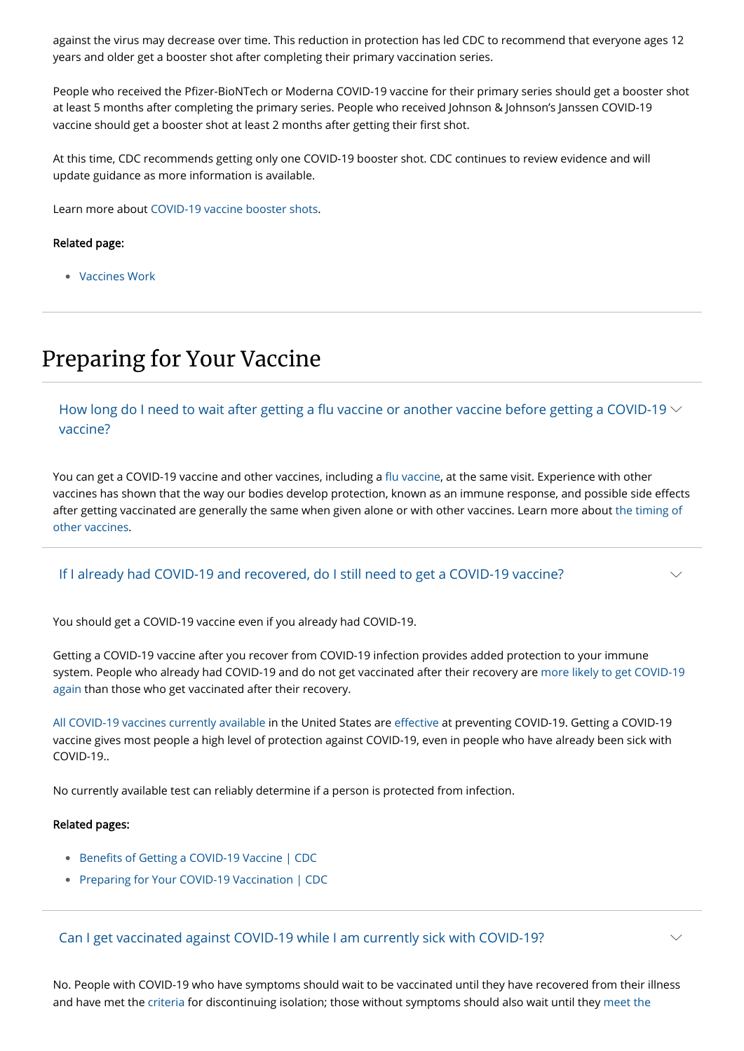against the virus may decrease over time. This reduction in protection has led CDC to recommend that everyone ages 12 years and older get a booster shot after completing their primary vaccination series.

People who received the Pfizer-BioNTech or Moderna COVID-19 vaccine for their primary series should get a booster shot at least 5 months after completing the primary series. People who received Johnson & Johnson's Janssen COVID-19 vaccine should get a booster shot at least 2 months after getting their first shot.

At this time, CDC recommends getting only one COVID-19 booster shot. CDC continues to review evidence and will update guidance as more information is available.

Learn more about COVID-19 vaccine booster shots.

**Related page:**

- Vaccines Work

## Preparing for Your Vaccine

### How long do I need to wait after getting a flu vaccine or another vaccine before getting a COVID-19 vaccine?

You can get a COVID-19 vaccine and other vaccines, including a flu vaccine, at the same visit. Experience with other vaccines has shown that the way our bodies develop protection, known as an immune response, and possible side effects after getting vaccinated are generally the same when given alone or with other vaccines. Learn more about the timing of other vaccines.

### If I already had COVID-19 and recovered, do I still need to get a COVID-19 vaccine?

You should get a COVID-19 vaccine even if you already had COVID-19.

Getting a COVID-19 vaccine after you recover from COVID-19 infection provides added protection to your immune system. People who already had COVID-19 and do not get vaccinated after their recovery are more likely to get COVID-19 again than those who get vaccinated after their recovery.

All COVID-19 vaccines currently available in the United States are effective at preventing COVID-19. Getting a COVID-19 vaccine gives most people a high level of protection against COVID-19, even in people who have already been sick with COVID-19..

No currently available test can reliably determine if a person is protected from infection.

**Related pages:**

- Benefits of Getting a COVID-19 Vaccine | CDC
- Preparing for Your COVID-19 Vaccination | CDC

### Can I get vaccinated against COVID-19 while I am currently sick with COVID-19?

No. People with COVID-19 who have symptoms should wait to be vaccinated until they have recovered from their illness and have met the criteria for discontinuing isolation; those without symptoms should also wait until they meet the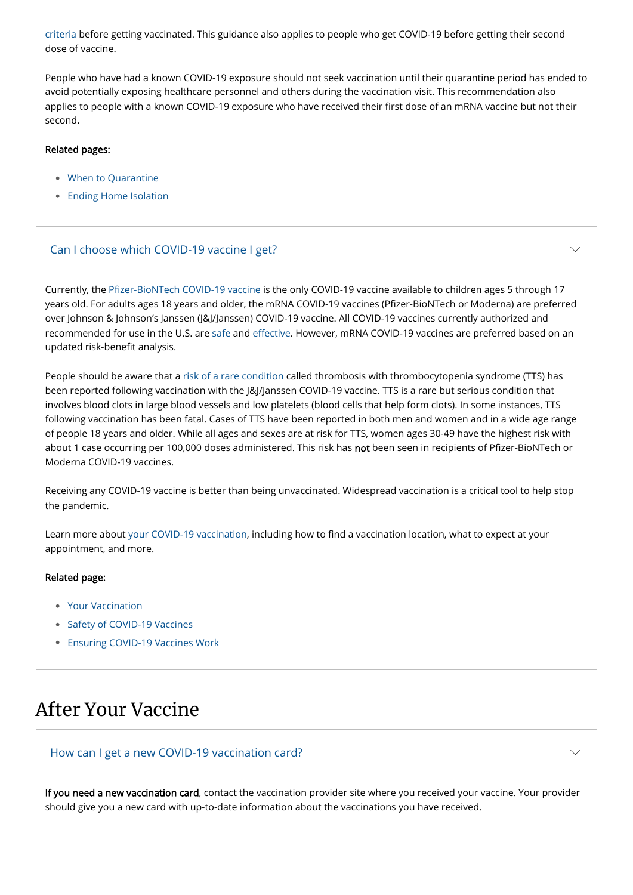criteria before getting vaccinated. This guidance also applies to people who get COVID-19 before getting their second dose of vaccine.

People who have had a known COVID-19 exposure should not seek vaccination until their quarantine period has ended to avoid potentially exposing healthcare personnel and others during the vaccination visit. This recommendation also applies to people with a known COVID-19 exposure who have received their first dose of an mRNA vaccine but not their second.

**Related pages:**

- When to Quarantine
- Ending Home Isolation

### Can I choose which COVID-19 vaccine I get?

Currently, the Pfizer-BioNTech COVID-19 vaccine is the only COVID-19 vaccine available to children ages 5 through 17 years old. For adults ages 18 years and older, the mRNA COVID-19 vaccines (Pfizer-BioNTech or Moderna) are preferred over Johnson & Johnson's Janssen (J&J/Janssen) COVID-19 vaccine. All COVID-19 vaccines currently authorized and recommended for use in the U.S. are safe and effective. However, mRNA COVID-19 vaccines are preferred based on an updated risk-benefit analysis.

People should be aware that a risk of a rare condition called thrombosis with thrombocytopenia syndrome (TTS) has been reported following vaccination with the J&J/Janssen COVID-19 vaccine. TTS is a rare but serious condition that involves blood clots in large blood vessels and low platelets (blood cells that help form clots). In some instances, TTS following vaccination has been fatal. Cases of TTS have been reported in both men and women and in a wide age range of people 18 years and older. While all ages and sexes are at risk for TTS, women ages 30-49 have the highest risk with about 1 case occurring per 100,000 doses administered. This risk has **not** been seen in recipients of Pfizer-BioNTech or Moderna COVID-19 vaccines.

Receiving any COVID-19 vaccine is better than being unvaccinated. Widespread vaccination is a critical tool to help stop the pandemic.

Learn more about your COVID-19 vaccination, including how to find a vaccination location, what to expect at your appointment, and more.

**Related page:**

- Your Vaccination
- Safety of COVID-19 Vaccines
- Ensuring COVID-19 Vaccines Work

## After Your Vaccine

### How can I get a new COVID-19 vaccination card?

**If you need a new vaccination card**, contact the vaccination provider site where you received your vaccine. Your provider should give you a new card with up-to-date information about the vaccinations you have received.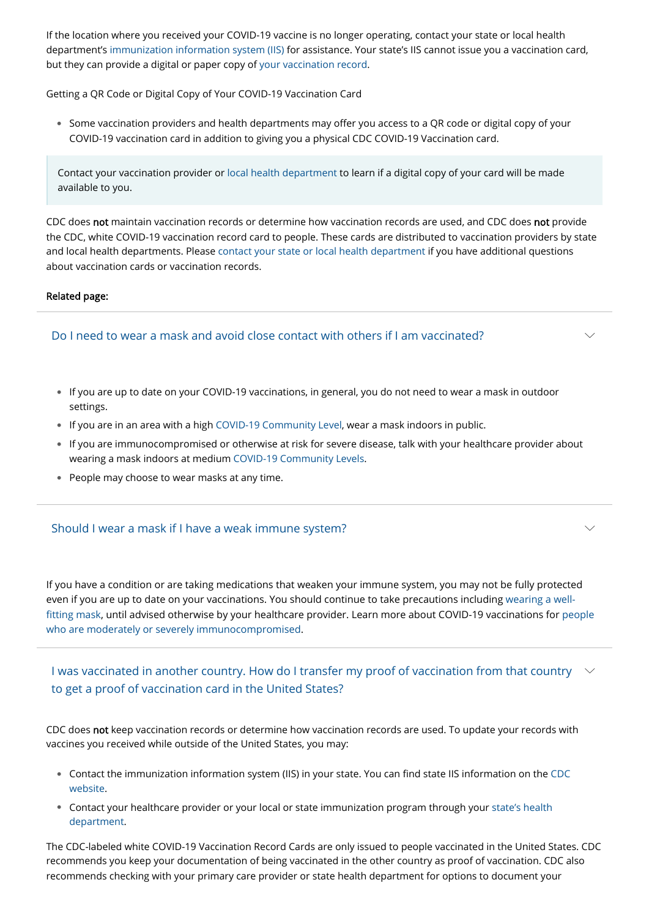If the location where you received your COVID-19 vaccine is no longer operating, contact your state or local health department's immunization information system (IIS) for assistance. Your state's IIS cannot issue you a vaccination card, but they can provide a digital or paper copy of your vaccination record.

Getting a QR Code or Digital Copy of Your COVID-19 Vaccination Card

- Some vaccination providers and health departments may offer you access to a QR code or digital copy of your COVID-19 vaccination card in addition to giving you a physical CDC COVID-19 Vaccination card.

> Contact your vaccination provider or local health department to learn if a digital copy of your card will be made available to you.

CDC does **not** maintain vaccination records or determine how vaccination records are used, and CDC does **not** provide the CDC, white COVID-19 vaccination record card to people. These cards are distributed to vaccination providers by state and local health departments. Please contact your state or local health department if you have additional questions about vaccination cards or vaccination records.

**Related page:**

### Do I need to wear a mask and avoid close contact with others if I am vaccinated?

- If you are up to date on your COVID-19 vaccinations, in general, you do not need to wear a mask in outdoor settings.
- If you are in an area with a high COVID-19 Community Level, wear a mask indoors in public.
- If you are immunocompromised or otherwise at risk for severe disease, talk with your healthcare provider about wearing a mask indoors at medium COVID-19 Community Levels.
- People may choose to wear masks at any time.

### Should I wear a mask if I have a weak immune system?

If you have a condition or are taking medications that weaken your immune system, you may not be fully protected even if you are up to date on your vaccinations. You should continue to take precautions including wearing a well-fitting mask, until advised otherwise by your healthcare provider. Learn more about COVID-19 vaccinations for people who are moderately or severely immunocompromised.

### I was vaccinated in another country. How do I transfer my proof of vaccination from that country to get a proof of vaccination card in the United States?

CDC does **not** keep vaccination records or determine how vaccination records are used. To update your records with vaccines you received while outside of the United States, you may:

- Contact the immunization information system (IIS) in your state. You can find state IIS information on the CDC website.
- Contact your healthcare provider or your local or state immunization program through your state's health department.

The CDC-labeled white COVID-19 Vaccination Record Cards are only issued to people vaccinated in the United States. CDC recommends you keep your documentation of being vaccinated in the other country as proof of vaccination. CDC also recommends checking with your primary care provider or state health department for options to document your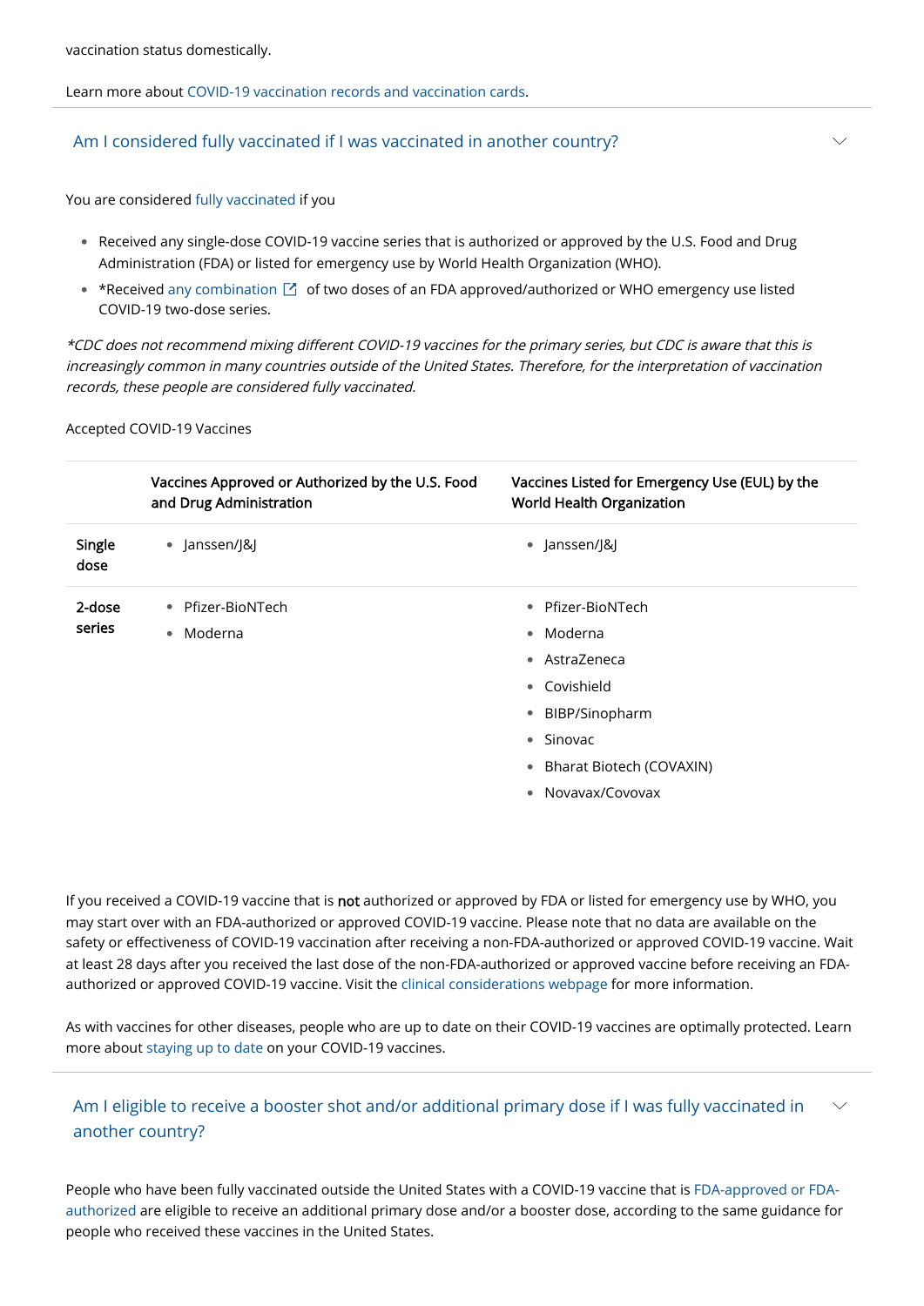vaccination status domestically.

Learn more about COVID-19 vaccination records and vaccination cards.

## Am I considered fully vaccinated if I was vaccinated in another country?

You are considered fully vaccinated if you

- Received any single-dose COVID-19 vaccine series that is authorized or approved by the U.S. Food and Drug Administration (FDA) or listed for emergency use by World Health Organization (WHO).
- *Received any combination of two doses of an FDA approved/authorized or WHO emergency use listed COVID-19 two-dose series.

*\*CDC does not recommend mixing different COVID-19 vaccines for the primary series, but CDC is aware that this is increasingly common in many countries outside of the United States. Therefore, for the interpretation of vaccination records, these people are considered fully vaccinated.*

Accepted COVID-19 Vaccines

| | Vaccines Approved or Authorized by the U.S. Food and Drug Administration | Vaccines Listed for Emergency Use (EUL) by the World Health Organization |
|---|---|---|
| **Single dose** | • Janssen/J&J | • Janssen/J&J |
| **2-dose series** | • Pfizer-BioNTech<br>• Moderna | • Pfizer-BioNTech<br>• Moderna<br>• AstraZeneca<br>• Covishield<br>• BIBP/Sinopharm<br>• Sinovac<br>• Bharat Biotech (COVAXIN)<br>• Novavax/Covovax |

If you received a COVID-19 vaccine that is **not** authorized or approved by FDA or listed for emergency use by WHO, you may start over with an FDA-authorized or approved COVID-19 vaccine. Please note that no data are available on the safety or effectiveness of COVID-19 vaccination after receiving a non-FDA-authorized or approved COVID-19 vaccine. Wait at least 28 days after you received the last dose of the non-FDA-authorized or approved vaccine before receiving an FDA-authorized or approved COVID-19 vaccine. Visit the clinical considerations webpage for more information.

As with vaccines for other diseases, people who are up to date on their COVID-19 vaccines are optimally protected. Learn more about staying up to date on your COVID-19 vaccines.

## Am I eligible to receive a booster shot and/or additional primary dose if I was fully vaccinated in another country?

People who have been fully vaccinated outside the United States with a COVID-19 vaccine that is FDA-approved or FDA-authorized are eligible to receive an additional primary dose and/or a booster dose, according to the same guidance for people who received these vaccines in the United States.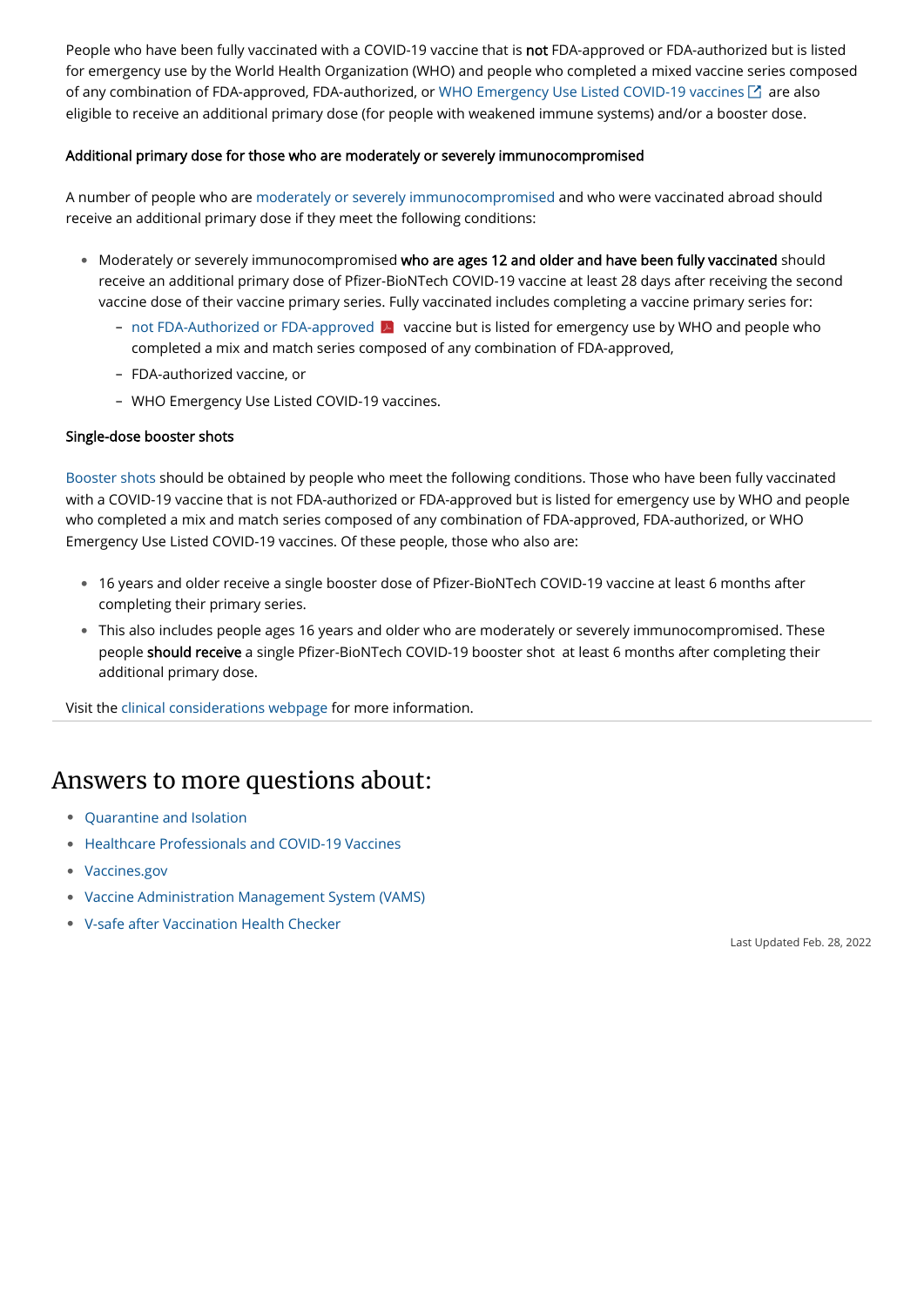People who have been fully vaccinated with a COVID-19 vaccine that is **not** FDA-approved or FDA-authorized but is listed for emergency use by the World Health Organization (WHO) and people who completed a mixed vaccine series composed of any combination of FDA-approved, FDA-authorized, or WHO Emergency Use Listed COVID-19 vaccines are also eligible to receive an additional primary dose (for people with weakened immune systems) and/or a booster dose.

**Additional primary dose for those who are moderately or severely immunocompromised**

A number of people who are moderately or severely immunocompromised and who were vaccinated abroad should receive an additional primary dose if they meet the following conditions:

- Moderately or severely immunocompromised **who are ages 12 and older and have been fully vaccinated** should receive an additional primary dose of Pfizer-BioNTech COVID-19 vaccine at least 28 days after receiving the second vaccine dose of their vaccine primary series. Fully vaccinated includes completing a vaccine primary series for:
  - not FDA-Authorized or FDA-approved vaccine but is listed for emergency use by WHO and people who completed a mix and match series composed of any combination of FDA-approved,
  - FDA-authorized vaccine, or
  - WHO Emergency Use Listed COVID-19 vaccines.

**Single-dose booster shots**

Booster shots should be obtained by people who meet the following conditions. Those who have been fully vaccinated with a COVID-19 vaccine that is not FDA-authorized or FDA-approved but is listed for emergency use by WHO and people who completed a mix and match series composed of any combination of FDA-approved, FDA-authorized, or WHO Emergency Use Listed COVID-19 vaccines. Of these people, those who also are:

- 16 years and older receive a single booster dose of Pfizer-BioNTech COVID-19 vaccine at least 6 months after completing their primary series.
- This also includes people ages 16 years and older who are moderately or severely immunocompromised. These people **should receive** a single Pfizer-BioNTech COVID-19 booster shot at least 6 months after completing their additional primary dose.

Visit the clinical considerations webpage for more information.

## Answers to more questions about:

- Quarantine and Isolation
- Healthcare Professionals and COVID-19 Vaccines
- Vaccines.gov
- Vaccine Administration Management System (VAMS)
- V-safe after Vaccination Health Checker

Last Updated Feb. 28, 2022